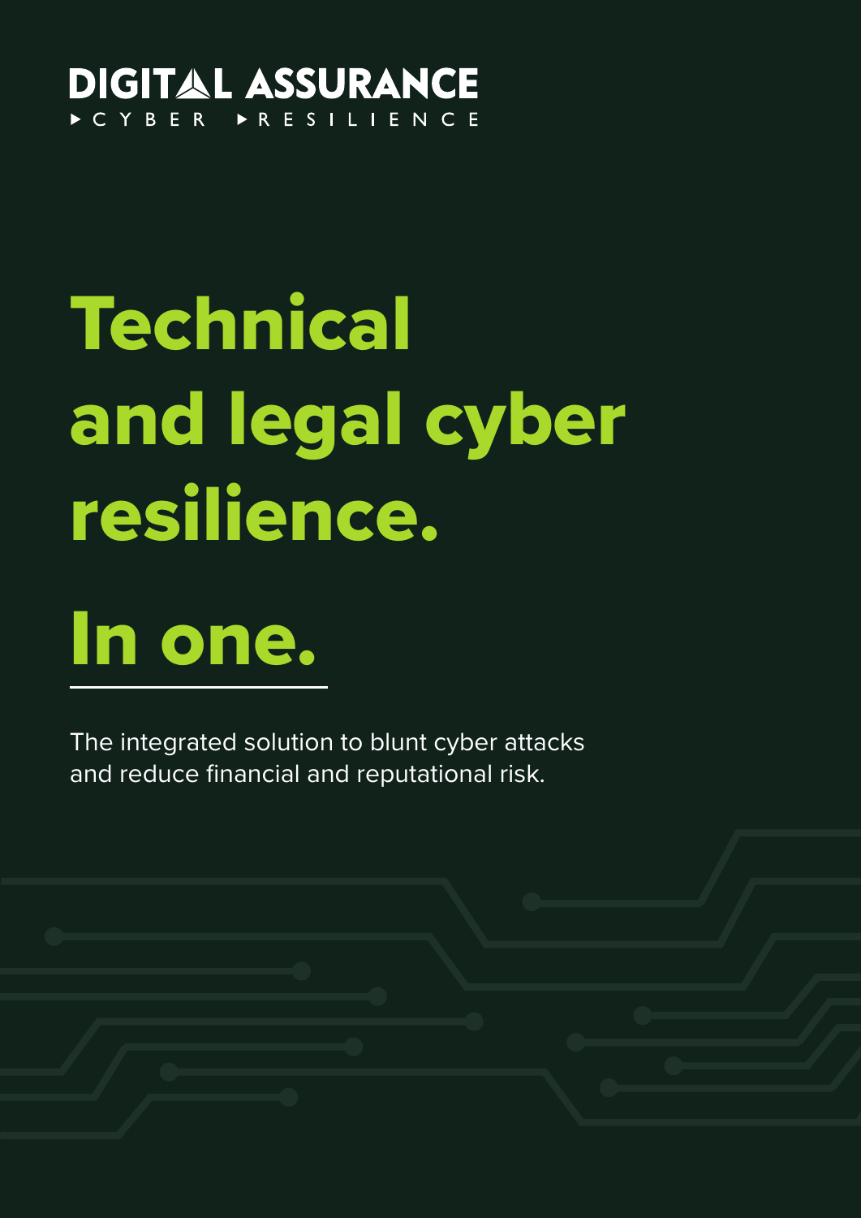DIGITAL ASSURANCE

CYBER RESILIENCE

# Technical and legal cyber resilience.

# In one.

The integrated solution to blunt cyber attacks and reduce financial and reputational risk.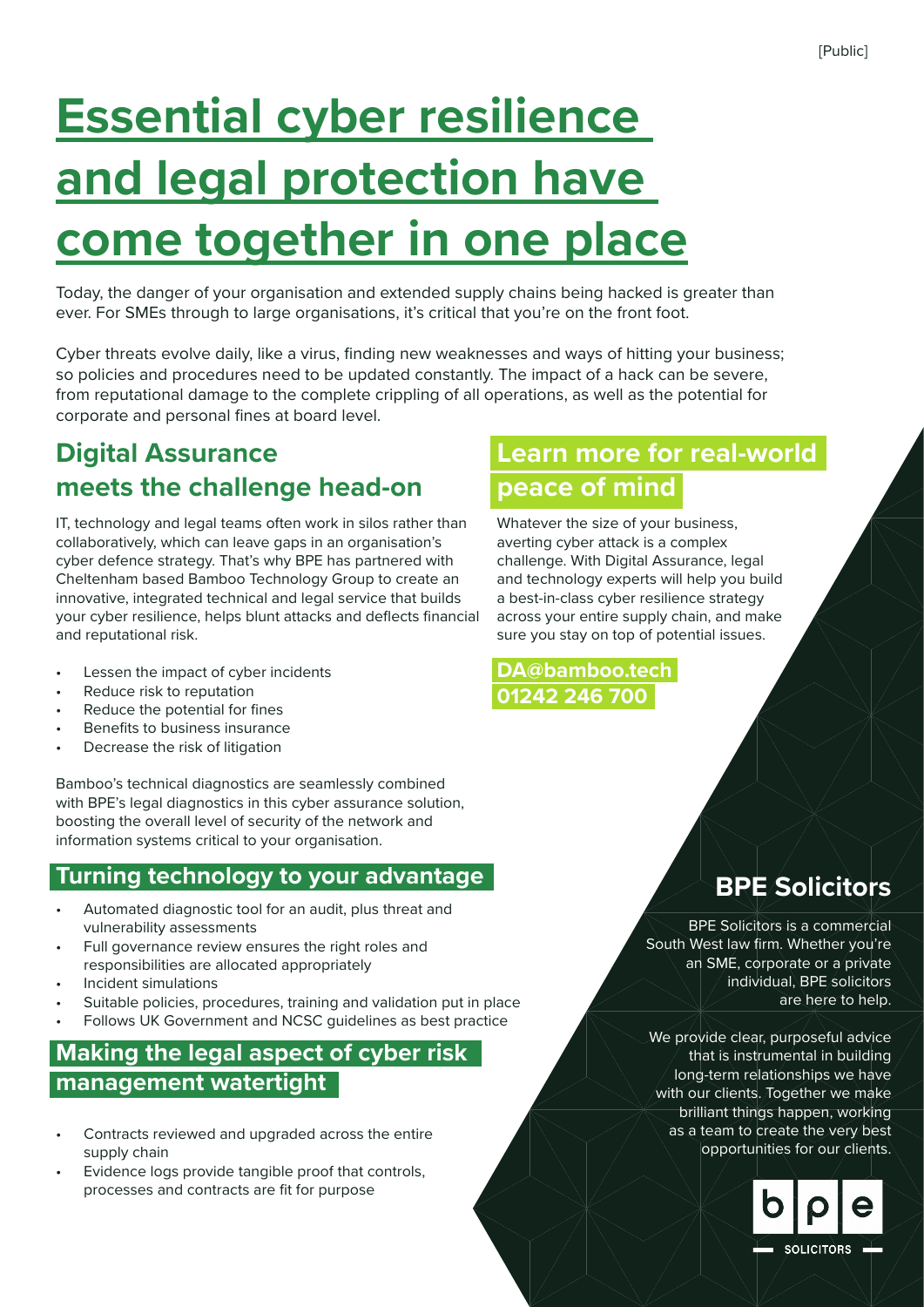# Essential cyber resilience and legal protection have come together in one place

Today, the danger of your organisation and extended supply chains being hacked is greater than ever. For SMEs through to large organisations, it's critical that you're on the front foot.

Cyber threats evolve daily, like a virus, finding new weaknesses and ways of hitting your business; so policies and procedures need to be updated constantly. The impact of a hack can be severe, from reputational damage to the complete crippling of all operations, as well as the potential for corporate and personal fines at board level.

## Digital Assurance meets the challenge head-on

IT, technology and legal teams often work in silos rather than collaboratively, which can leave gaps in an organisation's cyber defence strategy. That's why BPE has partnered with Cheltenham based Bamboo Technology Group to create an innovative, integrated technical and legal service that builds your cyber resilience, helps blunt attacks and deflects financial and reputational risk.

- Lessen the impact of cyber incidents
- Reduce risk to reputation
- Reduce the potential for fines
- Benefits to business insurance
- Decrease the risk of litigation

Bamboo's technical diagnostics are seamlessly combined with BPE's legal diagnostics in this cyber assurance solution, boosting the overall level of security of the network and information systems critical to your organisation.

## Turning technology to your advantage

- Automated diagnostic tool for an audit, plus threat and vulnerability assessments
- Full governance review ensures the right roles and responsibilities are allocated appropriately
- Incident simulations
- Suitable policies, procedures, training and validation put in place
- Follows UK Government and NCSC guidelines as best practice

## Making the legal aspect of cyber risk management watertight

- Contracts reviewed and upgraded across the entire supply chain
- Evidence logs provide tangible proof that controls, processes and contracts are fit for purpose

## Learn more for real-world peace of mind

Whatever the size of your business, averting cyber attack is a complex challenge. With Digital Assurance, legal and technology experts will help you build a best-in-class cyber resilience strategy across your entire supply chain, and make sure you stay on top of potential issues.

**DA@bamboo.tech**
**01242 246 700**

## BPE Solicitors

BPE Solicitors is a commercial South West law firm. Whether you're an SME, corporate or a private individual, BPE solicitors are here to help.

We provide clear, purposeful advice that is instrumental in building long-term relationships we have with our clients. Together we make brilliant things happen, working as a team to create the very best opportunities for our clients.

bpe SOLICITORS